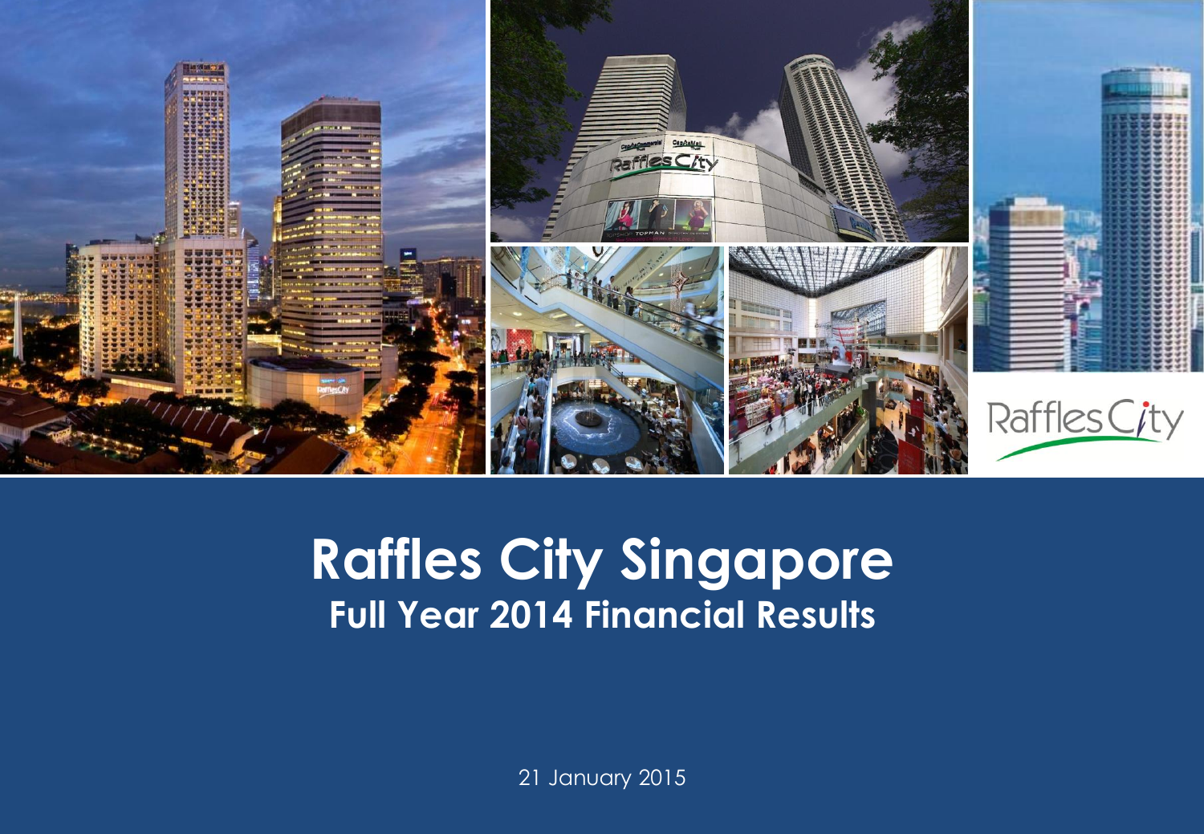# Raffles City Singapore

## Full Year 2014 Financial Results

21 January 2015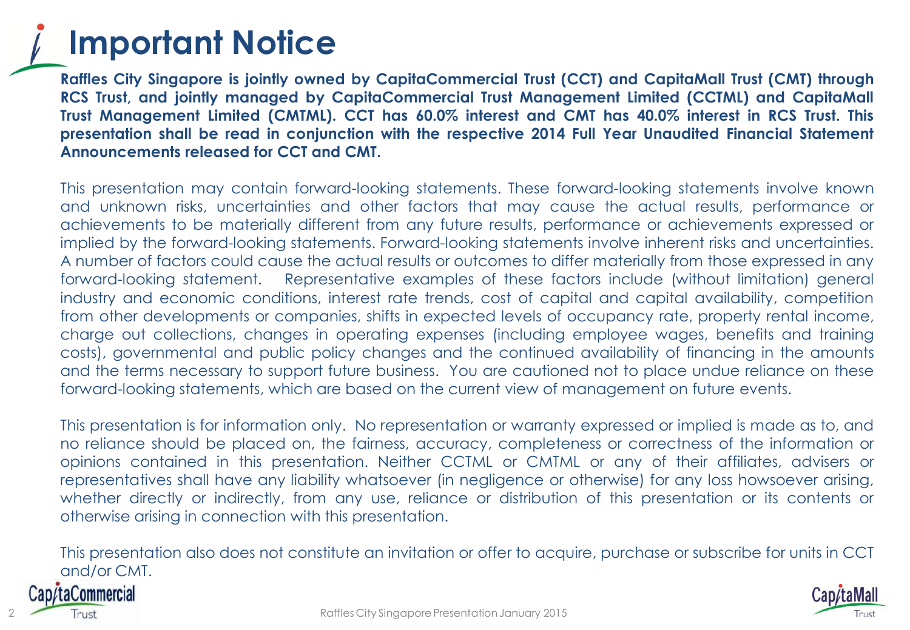# Important Notice

**Raffles City Singapore is jointly owned by CapitaCommercial Trust (CCT) and CapitaMall Trust (CMT) through RCS Trust, and jointly managed by CapitaCommercial Trust Management Limited (CCTML) and CapitaMall Trust Management Limited (CMTML). CCT has 60.0% interest and CMT has 40.0% interest in RCS Trust. This presentation shall be read in conjunction with the respective 2014 Full Year Unaudited Financial Statement Announcements released for CCT and CMT.**

This presentation may contain forward-looking statements. These forward-looking statements involve known and unknown risks, uncertainties and other factors that may cause the actual results, performance or achievements to be materially different from any future results, performance or achievements expressed or implied by the forward-looking statements. Forward-looking statements involve inherent risks and uncertainties. A number of factors could cause the actual results or outcomes to differ materially from those expressed in any forward-looking statement. Representative examples of these factors include (without limitation) general industry and economic conditions, interest rate trends, cost of capital and capital availability, competition from other developments or companies, shifts in expected levels of occupancy rate, property rental income, charge out collections, changes in operating expenses (including employee wages, benefits and training costs), governmental and public policy changes and the continued availability of financing in the amounts and the terms necessary to support future business. You are cautioned not to place undue reliance on these forward-looking statements, which are based on the current view of management on future events.

This presentation is for information only. No representation or warranty expressed or implied is made as to, and no reliance should be placed on, the fairness, accuracy, completeness or correctness of the information or opinions contained in this presentation. Neither CCTML or CMTML or any of their affiliates, advisers or representatives shall have any liability whatsoever (in negligence or otherwise) for any loss howsoever arising, whether directly or indirectly, from any use, reliance or distribution of this presentation or its contents or otherwise arising in connection with this presentation.

This presentation also does not constitute an invitation or offer to acquire, purchase or subscribe for units in CCT and/or CMT.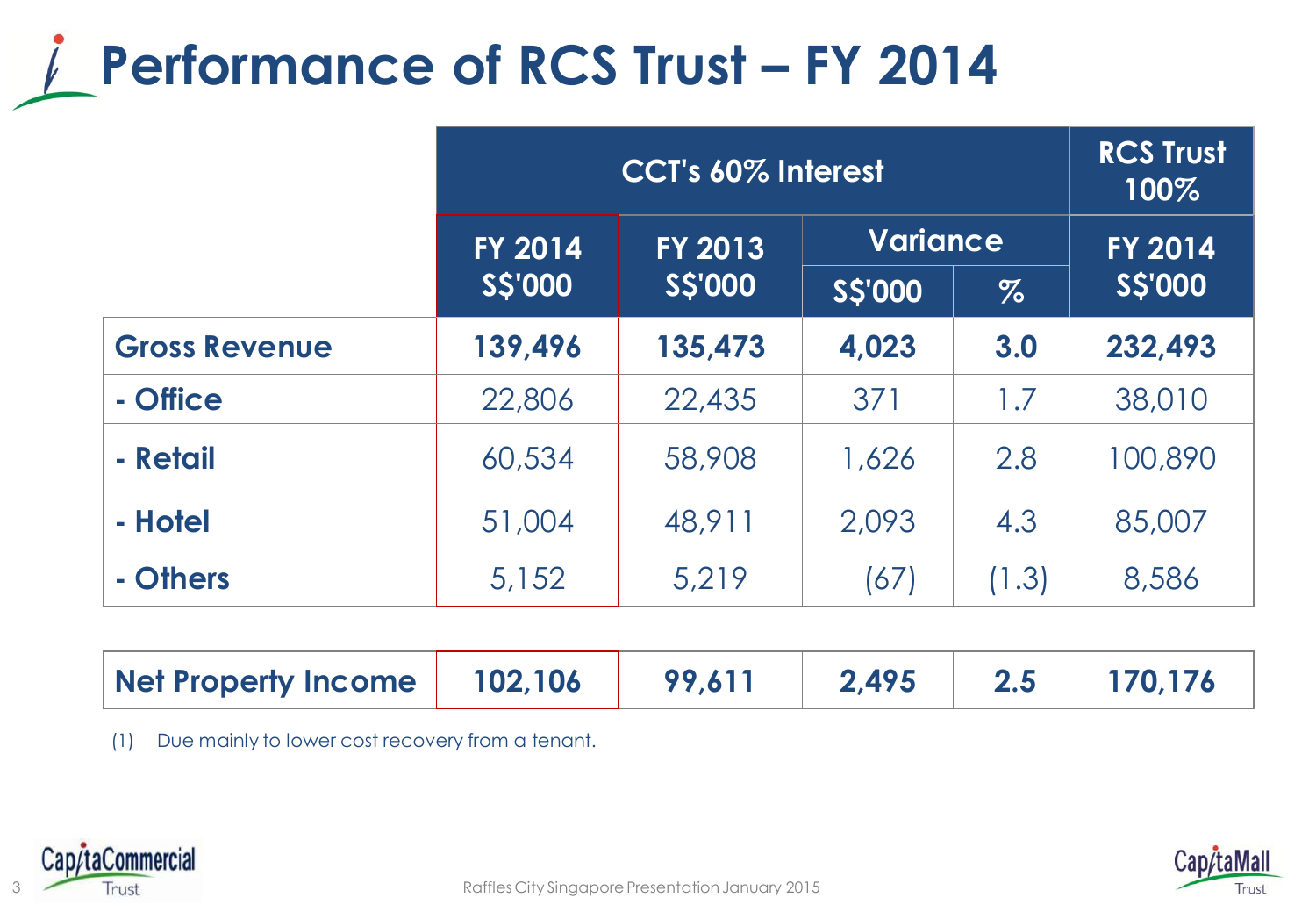# Performance of RCS Trust – FY 2014

| | CCT's 60% Interest | | | | RCS Trust 100% |
|---|---|---|---|---|---|
| | FY 2014 S$'000 | FY 2013 S$'000 | Variance | | FY 2014 S$'000 |
| | | | S$'000 | % | |
| **Gross Revenue** | **139,496** | **135,473** | **4,023** | **3.0** | **232,493** |
| **- Office** | 22,806 | 22,435 | 371 | 1.7 | 38,010 |
| **- Retail** | 60,534 | 58,908 | 1,626 | 2.8 | 100,890 |
| **- Hotel** | 51,004 | 48,911 | 2,093 | 4.3 | 85,007 |
| **- Others** | 5,152 | 5,219 | (67) | (1.3) | 8,586 |
| **Net Property Income** | **102,106** | **99,611** | **2,495** | **2.5** | **170,176** |

(1) Due mainly to lower cost recovery from a tenant.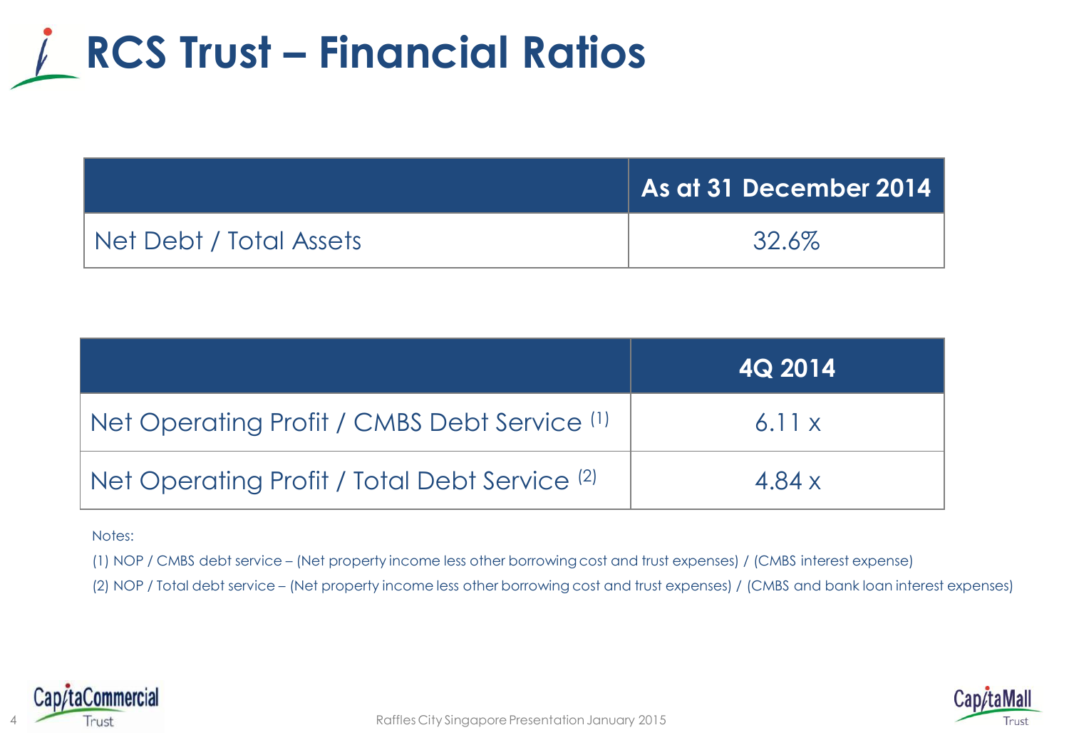# RCS Trust – Financial Ratios

| | As at 31 December 2014 |
|---|---|
| Net Debt / Total Assets | 32.6% |

| | 4Q 2014 |
|---|---|
| Net Operating Profit / CMBS Debt Service [1] | 6.11 x |
| Net Operating Profit / Total Debt Service [2] | 4.84 x |

Notes:

(1) NOP / CMBS debt service – (Net property income less other borrowing cost and trust expenses) / (CMBS interest expense)

(2) NOP / Total debt service – (Net property income less other borrowing cost and trust expenses) / (CMBS and bank loan interest expenses)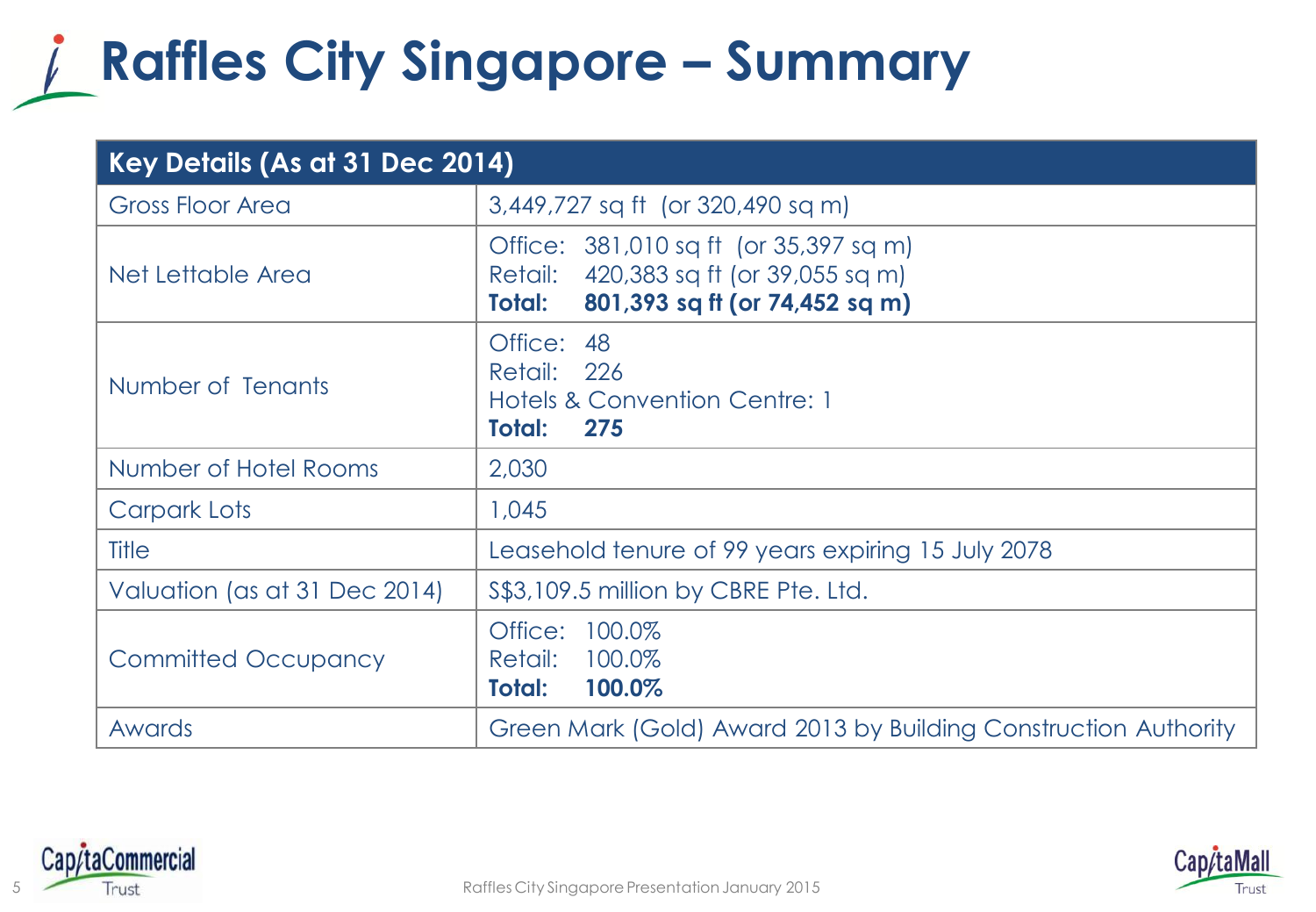# Raffles City Singapore – Summary

| Key Details (As at 31 Dec 2014) | |
|---|---|
| Gross Floor Area | 3,449,727 sq ft (or 320,490 sq m) |
| Net Lettable Area | Office: 381,010 sq ft (or 35,397 sq m)<br>Retail: 420,383 sq ft (or 39,055 sq m)<br>**Total: 801,393 sq ft (or 74,452 sq m)** |
| Number of Tenants | Office: 48<br>Retail: 226<br>Hotels & Convention Centre: 1<br>**Total: 275** |
| Number of Hotel Rooms | 2,030 |
| Carpark Lots | 1,045 |
| Title | Leasehold tenure of 99 years expiring 15 July 2078 |
| Valuation (as at 31 Dec 2014) | S$3,109.5 million by CBRE Pte. Ltd. |
| Committed Occupancy | Office: 100.0%<br>Retail: 100.0%<br>**Total: 100.0%** |
| Awards | Green Mark (Gold) Award 2013 by Building Construction Authority |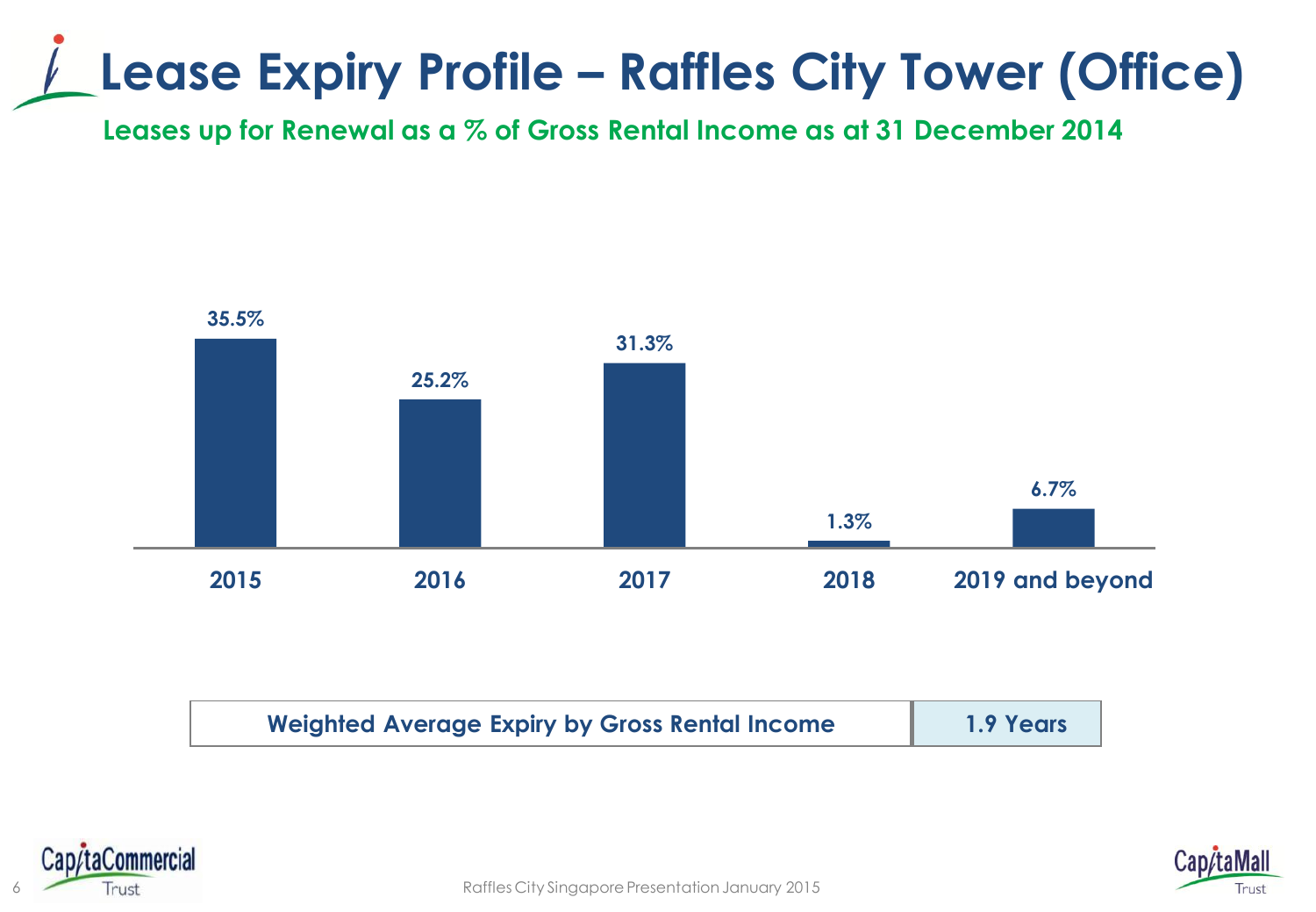# Lease Expiry Profile – Raffles City Tower (Office)

**Leases up for Renewal as a % of Gross Rental Income as at 31 December 2014**

| 2015 | 2016 | 2017 | 2018 | 2019 and beyond |
|---|---|---|---|---|
| 35.5% | 25.2% | 31.3% | 1.3% | 6.7% |

| Weighted Average Expiry by Gross Rental Income | 1.9 Years |
|---|---|

Raffles City Singapore Presentation January 2015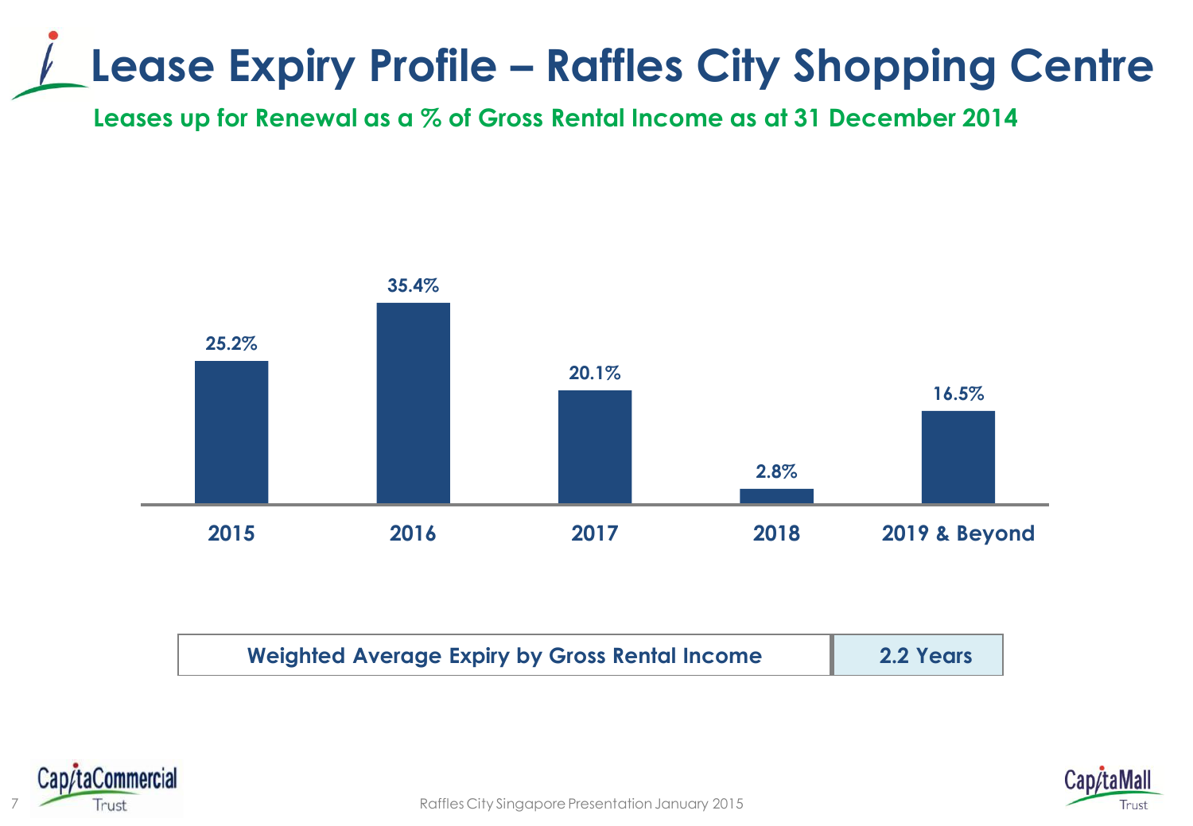# Lease Expiry Profile – Raffles City Shopping Centre

**Leases up for Renewal as a % of Gross Rental Income as at 31 December 2014**

| Year | % of Gross Rental Income |
|---|---|
| 2015 | 25.2% |
| 2016 | 35.4% |
| 2017 | 20.1% |
| 2018 | 2.8% |
| 2019 & Beyond | 16.5% |

| Weighted Average Expiry by Gross Rental Income | 2.2 Years |
|---|---|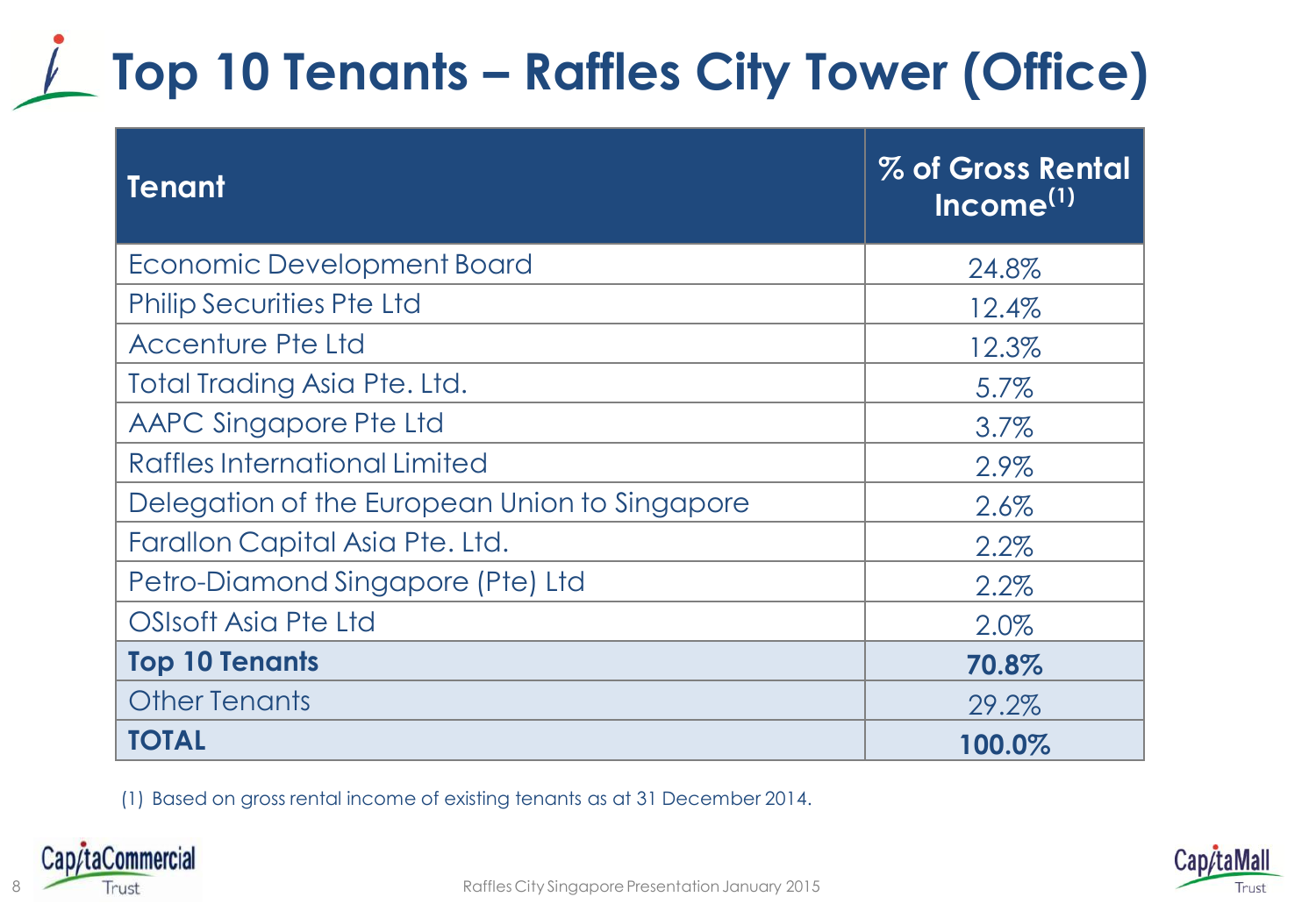# Top 10 Tenants – Raffles City Tower (Office)

| Tenant | % of Gross Rental Income[1] |
|---|---|
| Economic Development Board | 24.8% |
| Philip Securities Pte Ltd | 12.4% |
| Accenture Pte Ltd | 12.3% |
| Total Trading Asia Pte. Ltd. | 5.7% |
| AAPC Singapore Pte Ltd | 3.7% |
| Raffles International Limited | 2.9% |
| Delegation of the European Union to Singapore | 2.6% |
| Farallon Capital Asia Pte. Ltd. | 2.2% |
| Petro-Diamond Singapore (Pte) Ltd | 2.2% |
| OSIsoft Asia Pte Ltd | 2.0% |
| **Top 10 Tenants** | **70.8%** |
| Other Tenants | 29.2% |
| **TOTAL** | **100.0%** |

(1) Based on gross rental income of existing tenants as at 31 December 2014.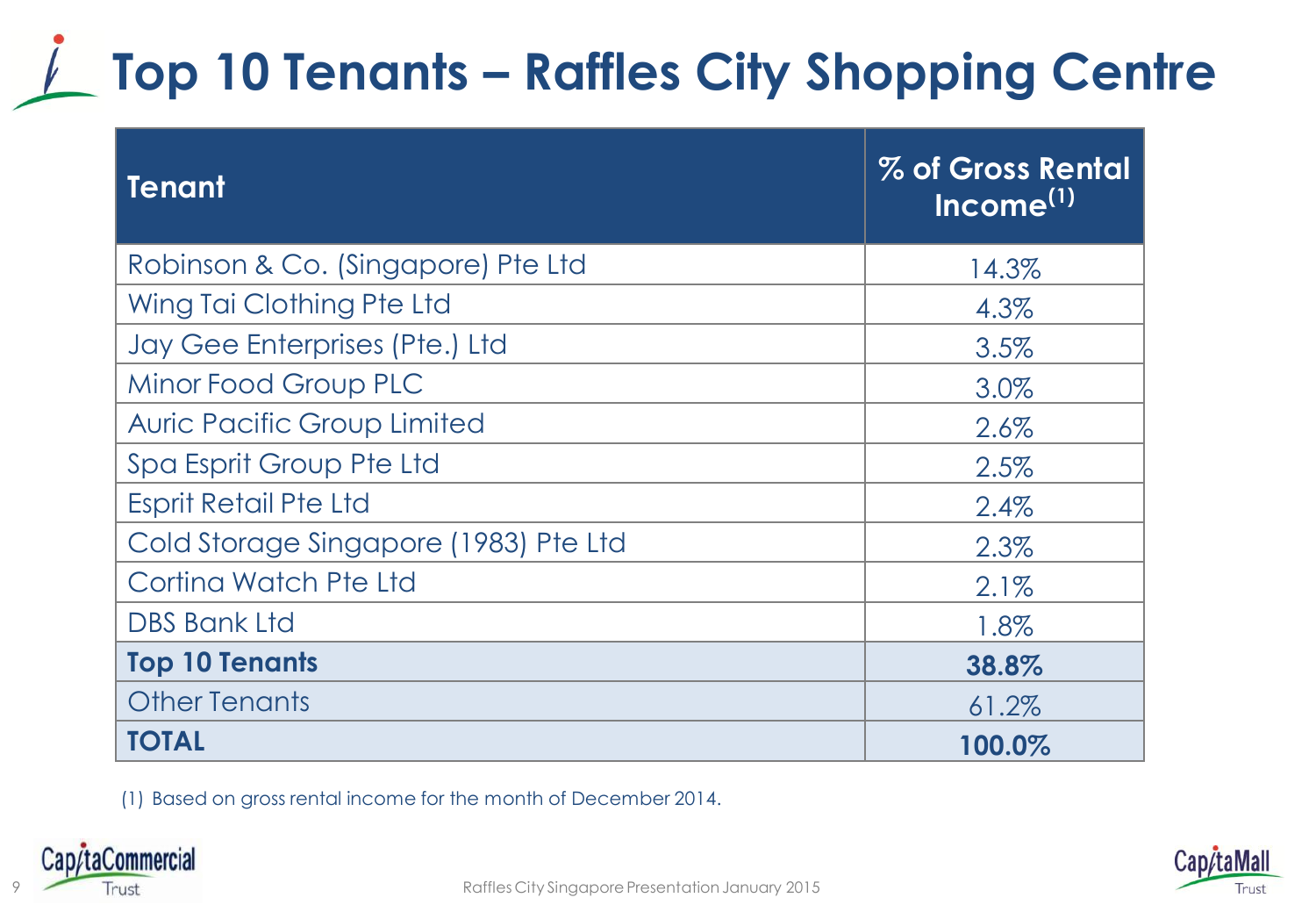# Top 10 Tenants – Raffles City Shopping Centre

| Tenant | % of Gross Rental Income[1] |
|---|---|
| Robinson & Co. (Singapore) Pte Ltd | 14.3% |
| Wing Tai Clothing Pte Ltd | 4.3% |
| Jay Gee Enterprises (Pte.) Ltd | 3.5% |
| Minor Food Group PLC | 3.0% |
| Auric Pacific Group Limited | 2.6% |
| Spa Esprit Group Pte Ltd | 2.5% |
| Esprit Retail Pte Ltd | 2.4% |
| Cold Storage Singapore (1983) Pte Ltd | 2.3% |
| Cortina Watch Pte Ltd | 2.1% |
| DBS Bank Ltd | 1.8% |
| **Top 10 Tenants** | **38.8%** |
| Other Tenants | 61.2% |
| **TOTAL** | **100.0%** |

(1) Based on gross rental income for the month of December 2014.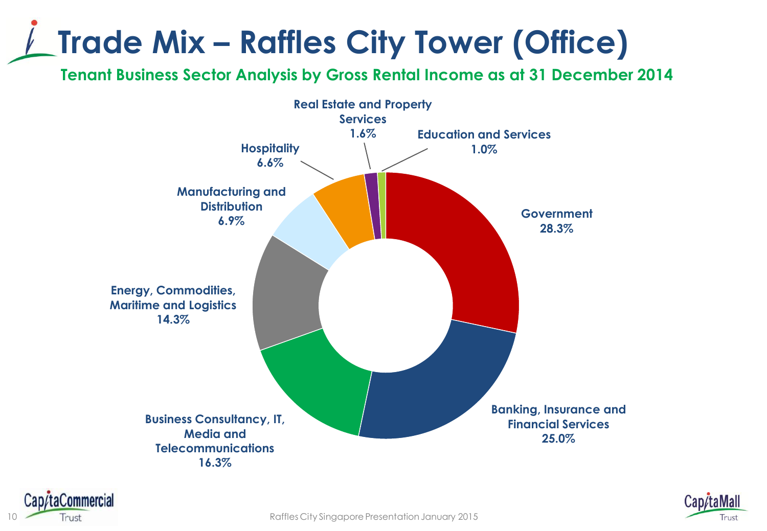# Trade Mix – Raffles City Tower (Office)

## Tenant Business Sector Analysis by Gross Rental Income as at 31 December 2014

| Sector | % |
|---|---|
| Government | 28.3% |
| Banking, Insurance and Financial Services | 25.0% |
| Business Consultancy, IT, Media and Telecommunications | 16.3% |
| Energy, Commodities, Maritime and Logistics | 14.3% |
| Manufacturing and Distribution | 6.9% |
| Hospitality | 6.6% |
| Real Estate and Property Services | 1.6% |
| Education and Services | 1.0% |

Raffles City Singapore Presentation January 2015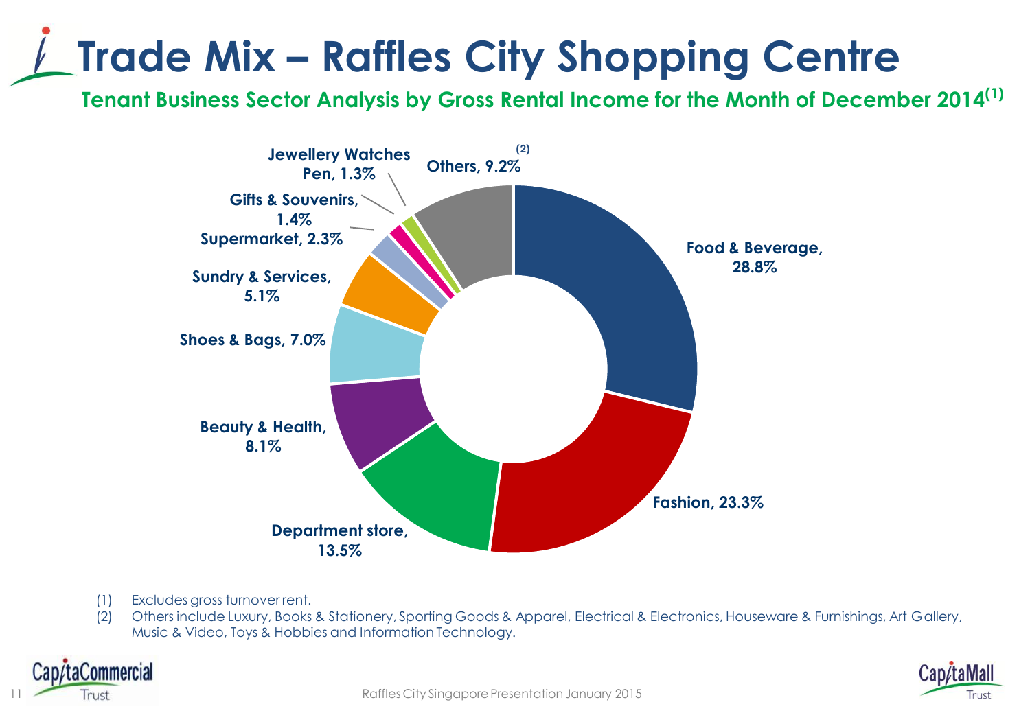# Trade Mix – Raffles City Shopping Centre

## Tenant Business Sector Analysis by Gross Rental Income for the Month of December 2014[1]

| Sector | % |
| --- | --- |
| Food & Beverage | 28.8% |
| Fashion | 23.3% |
| Department store | 13.5% |
| Beauty & Health | 8.1% |
| Shoes & Bags | 7.0% |
| Sundry & Services | 5.1% |
| Supermarket | 2.3% |
| Gifts & Souvenirs | 1.4% |
| Jewellery Watches Pen | 1.3% |
| Others[2] | 9.2% |

(1) Excludes gross turnover rent.
(2) Others include Luxury, Books & Stationery, Sporting Goods & Apparel, Electrical & Electronics, Houseware & Furnishings, Art Gallery, Music & Video, Toys & Hobbies and Information Technology.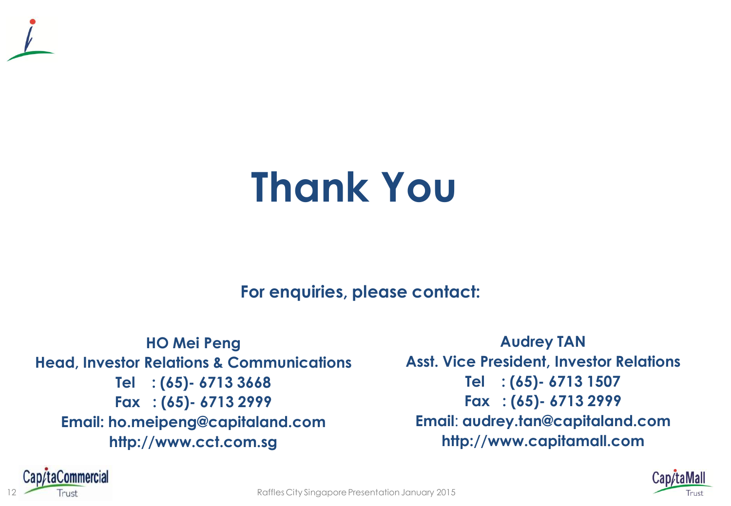# Thank You

**For enquiries, please contact:**

**HO Mei Peng**
**Head, Investor Relations & Communications**
**Tel : (65)- 6713 3668**
**Fax : (65)- 6713 2999**
**Email: ho.meipeng@capitaland.com**
**http://www.cct.com.sg**

**Audrey TAN**
**Asst. Vice President, Investor Relations**
**Tel : (65)- 6713 1507**
**Fax : (65)- 6713 2999**
**Email: audrey.tan@capitaland.com**
**http://www.capitamall.com**